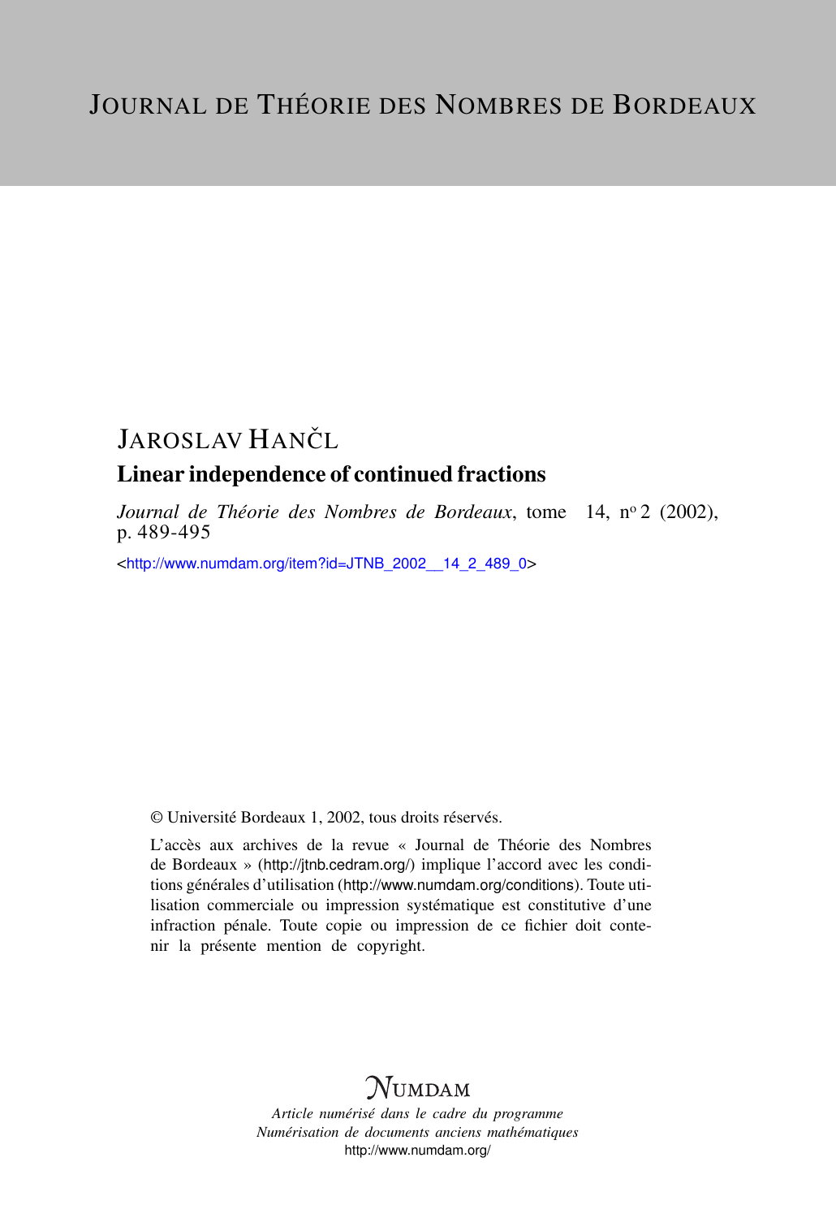# Journal de Théorie des Nombres de Bordeaux

JAROSLAV HANČL

## Linear independence of continued fractions

*Journal de Théorie des Nombres de Bordeaux*, tome 14, n° 2 (2002), p. 489-495

<http://www.numdam.org/item?id=JTNB_2002__14_2_489_0>

© Université Bordeaux 1, 2002, tous droits réservés.

L'accès aux archives de la revue « Journal de Théorie des Nombres de Bordeaux » (http://jtnb.cedram.org/) implique l'accord avec les conditions générales d'utilisation (http://www.numdam.org/conditions). Toute utilisation commerciale ou impression systématique est constitutive d'une infraction pénale. Toute copie ou impression de ce fichier doit contenir la présente mention de copyright.

NUMDAM

*Article numérisé dans le cadre du programme*
*Numérisation de documents anciens mathématiques*
http://www.numdam.org/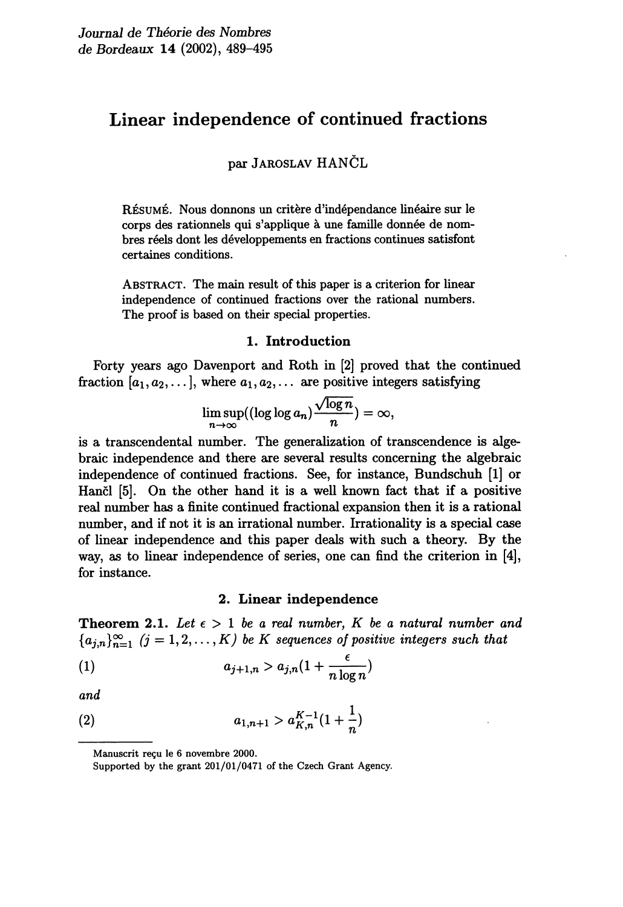# Linear independence of continued fractions

par Jaroslav HANČL

Résumé. Nous donnons un critère d'indépendance linéaire sur le corps des rationnels qui s'applique à une famille donnée de nombres réels dont les développements en fractions continues satisfont certaines conditions.

Abstract. The main result of this paper is a criterion for linear independence of continued fractions over the rational numbers. The proof is based on their special properties.

## 1. Introduction

Forty years ago Davenport and Roth in [2] proved that the continued fraction $[a_1, a_2, \dots]$, where $a_1, a_2, \dots$ are positive integers satisfying

$$\limsup_{n\to\infty}((\log\log a_n)\frac{\sqrt{\log n}}{n}) = \infty,$$

is a transcendental number. The generalization of transcendence is algebraic independence and there are several results concerning the algebraic independence of continued fractions. See, for instance, Bundschuh [1] or Hančl [5]. On the other hand it is a well known fact that if a positive real number has a finite continued fractional expansion then it is a rational number, and if not it is an irrational number. Irrationality is a special case of linear independence and this paper deals with such a theory. By the way, as to linear independence of series, one can find the criterion in [4], for instance.

## 2. Linear independence

**Theorem 2.1.** *Let $\epsilon > 1$ be a real number, $K$ be a natural number and $\{a_{j,n}\}_{n=1}^{\infty}$ $(j = 1, 2, \dots, K)$ be $K$ sequences of positive integers such that*

$$a_{j+1,n} > a_{j,n}(1 + \frac{\epsilon}{n\log n}) \tag{1}$$

*and*

$$a_{1,n+1} > a_{K,n}^{K-1}(1 + \frac{1}{n}) \tag{2}$$

Manuscrit reçu le 6 novembre 2000.

Supported by the grant 201/01/0471 of the Czech Grant Agency.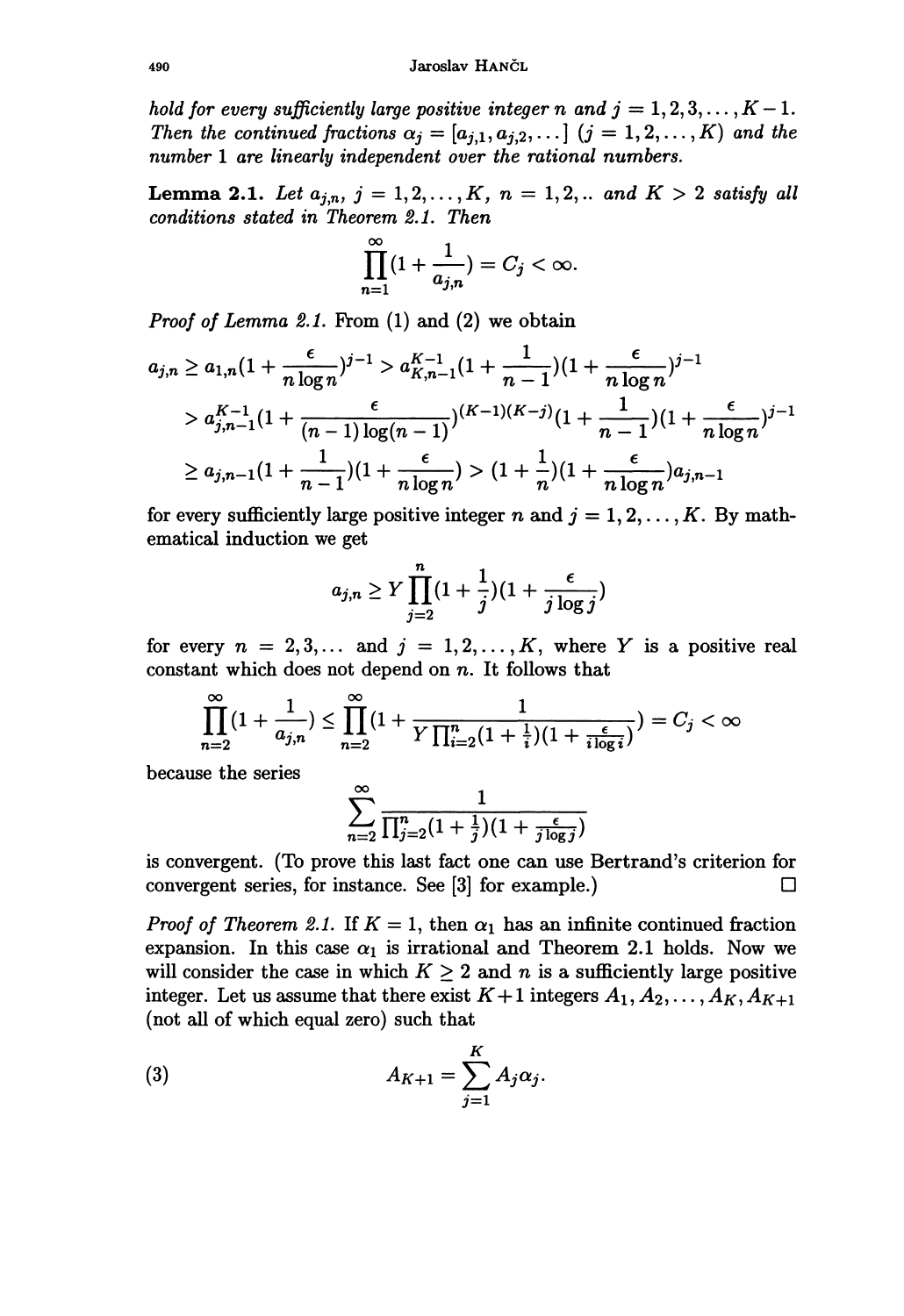*hold for every sufficiently large positive integer $n$ and $j = 1, 2, 3, \ldots, K-1$. Then the continued fractions $\alpha_j = [a_{j,1}, a_{j,2}, \ldots]$ $(j = 1, 2, \ldots, K)$ and the number 1 are linearly independent over the rational numbers.*

**Lemma 2.1.** *Let $a_{j,n}$, $j = 1, 2, \ldots, K$, $n = 1, 2, ..$ and $K > 2$ satisfy all conditions stated in Theorem 2.1. Then*

$$\prod_{n=1}^{\infty}(1 + \frac{1}{a_{j,n}}) = C_j < \infty.$$

*Proof of Lemma 2.1.* From (1) and (2) we obtain

$$\begin{aligned} a_{j,n} &\geq a_{1,n}(1 + \frac{\epsilon}{n \log n})^{j-1} > a_{K,n-1}^{K-1}(1 + \frac{1}{n-1})(1 + \frac{\epsilon}{n \log n})^{j-1} \\ &> a_{j,n-1}^{K-1}(1 + \frac{\epsilon}{(n-1)\log(n-1)})^{(K-1)(K-j)}(1 + \frac{1}{n-1})(1 + \frac{\epsilon}{n \log n})^{j-1} \\ &\geq a_{j,n-1}(1 + \frac{1}{n-1})(1 + \frac{\epsilon}{n \log n}) > (1 + \frac{1}{n})(1 + \frac{\epsilon}{n \log n})a_{j,n-1} \end{aligned}$$

for every sufficiently large positive integer $n$ and $j = 1, 2, \ldots, K$. By mathematical induction we get

$$a_{j,n} \geq Y \prod_{j=2}^{n}(1 + \frac{1}{j})(1 + \frac{\epsilon}{j \log j})$$

for every $n = 2, 3, \ldots$ and $j = 1, 2, \ldots, K$, where $Y$ is a positive real constant which does not depend on $n$. It follows that

$$\prod_{n=2}^{\infty}(1 + \frac{1}{a_{j,n}}) \leq \prod_{n=2}^{\infty}(1 + \frac{1}{Y \prod_{i=2}^{n}(1 + \frac{1}{i})(1 + \frac{\epsilon}{i \log i})}) = C_j < \infty$$

because the series

$$\sum_{n=2}^{\infty} \frac{1}{\prod_{j=2}^{n}(1 + \frac{1}{j})(1 + \frac{\epsilon}{j \log j})}$$

is convergent. (To prove this last fact one can use Bertrand's criterion for convergent series, for instance. See [3] for example.) □

*Proof of Theorem 2.1.* If $K = 1$, then $\alpha_1$ has an infinite continued fraction expansion. In this case $\alpha_1$ is irrational and Theorem 2.1 holds. Now we will consider the case in which $K \geq 2$ and $n$ is a sufficiently large positive integer. Let us assume that there exist $K+1$ integers $A_1, A_2, \ldots, A_K, A_{K+1}$ (not all of which equal zero) such that

$$A_{K+1} = \sum_{j=1}^{K} A_j \alpha_j. \tag{3}$$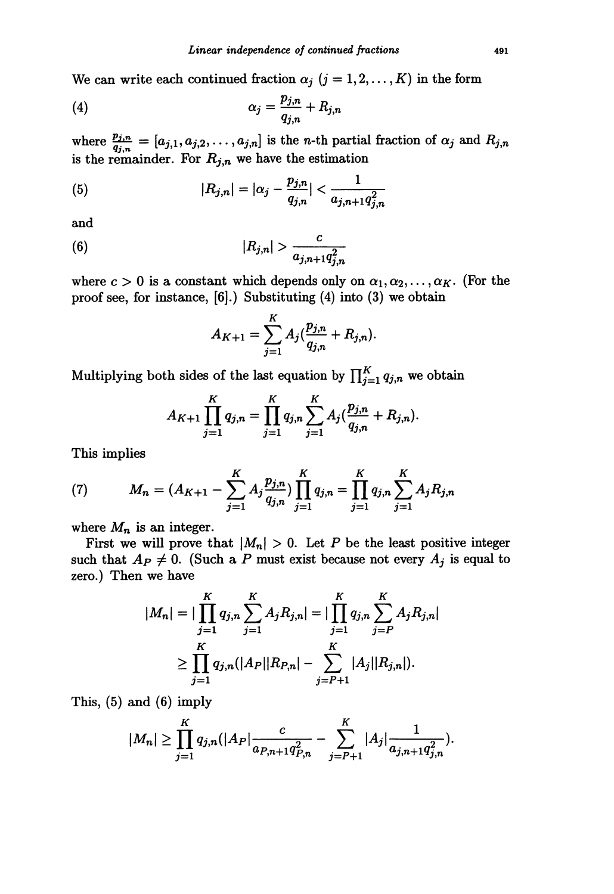We can write each continued fraction $\alpha_j$ ($j = 1, 2, \ldots, K$) in the form

$$\alpha_j = \frac{p_{j,n}}{q_{j,n}} + R_{j,n} \tag{4}$$

where $\frac{p_{j,n}}{q_{j,n}} = [a_{j,1}, a_{j,2}, \ldots, a_{j,n}]$ is the $n$-th partial fraction of $\alpha_j$ and $R_{j,n}$ is the remainder. For $R_{j,n}$ we have the estimation

$$|R_{j,n}| = |\alpha_j - \frac{p_{j,n}}{q_{j,n}}| < \frac{1}{a_{j,n+1}q_{j,n}^2} \tag{5}$$

and

$$|R_{j,n}| > \frac{c}{a_{j,n+1}q_{j,n}^2} \tag{6}$$

where $c > 0$ is a constant which depends only on $\alpha_1, \alpha_2, \ldots, \alpha_K$. (For the proof see, for instance, [6].) Substituting (4) into (3) we obtain

$$A_{K+1} = \sum_{j=1}^{K} A_j \left(\frac{p_{j,n}}{q_{j,n}} + R_{j,n}\right).$$

Multiplying both sides of the last equation by $\prod_{j=1}^{K} q_{j,n}$ we obtain

$$A_{K+1} \prod_{j=1}^{K} q_{j,n} = \prod_{j=1}^{K} q_{j,n} \sum_{j=1}^{K} A_j \left(\frac{p_{j,n}}{q_{j,n}} + R_{j,n}\right).$$

This implies

$$M_n = \left(A_{K+1} - \sum_{j=1}^{K} A_j \frac{p_{j,n}}{q_{j,n}}\right) \prod_{j=1}^{K} q_{j,n} = \prod_{j=1}^{K} q_{j,n} \sum_{j=1}^{K} A_j R_{j,n} \tag{7}$$

where $M_n$ is an integer.

First we will prove that $|M_n| > 0$. Let $P$ be the least positive integer such that $A_P \neq 0$. (Such a $P$ must exist because not every $A_j$ is equal to zero.) Then we have

$$\begin{aligned} |M_n| &= \left|\prod_{j=1}^{K} q_{j,n} \sum_{j=1}^{K} A_j R_{j,n}\right| = \left|\prod_{j=1}^{K} q_{j,n} \sum_{j=P}^{K} A_j R_{j,n}\right| \\ &\geq \prod_{j=1}^{K} q_{j,n} \left(|A_P||R_{P,n}| - \sum_{j=P+1}^{K} |A_j||R_{j,n}|\right). \end{aligned}$$

This, (5) and (6) imply

$$|M_n| \geq \prod_{j=1}^{K} q_{j,n} \left(|A_P| \frac{c}{a_{P,n+1}q_{P,n}^2} - \sum_{j=P+1}^{K} |A_j| \frac{1}{a_{j,n+1}q_{j,n}^2}\right).$$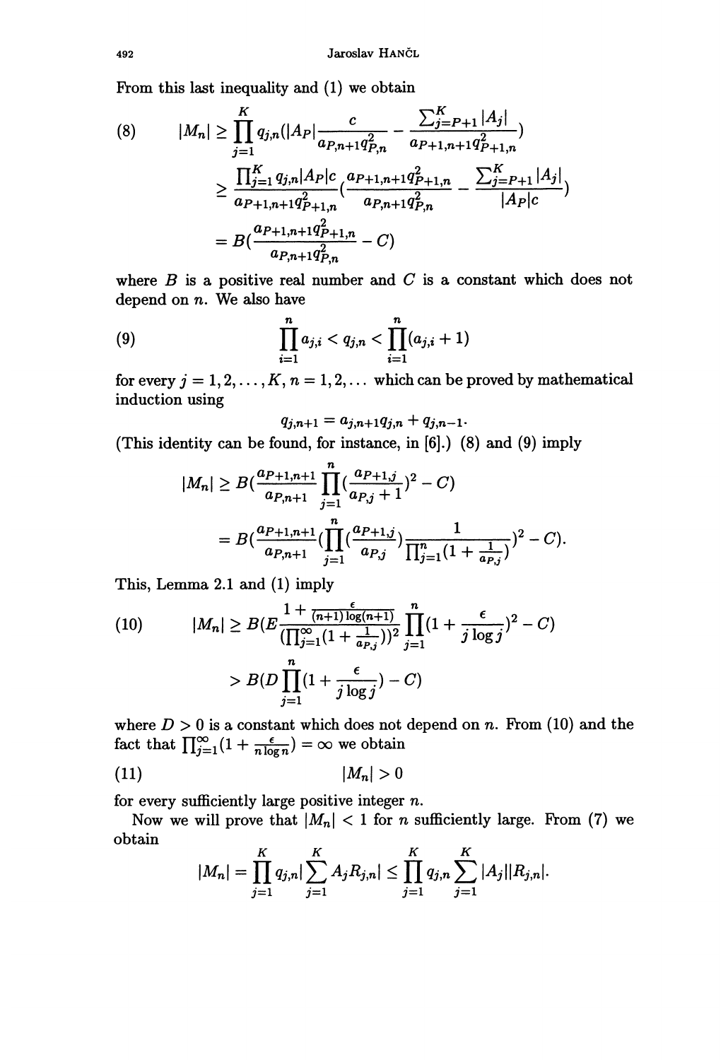From this last inequality and (1) we obtain

$$(8) \qquad |M_n| \geq \prod_{j=1}^{K} q_{j,n}\left(|A_P|\frac{c}{a_{P,n+1}q_{P,n}^2} - \frac{\sum_{j=P+1}^{K}|A_j|}{a_{P+1,n+1}q_{P+1,n}^2}\right)$$
$$\geq \frac{\prod_{j=1}^{K} q_{j,n}|A_P|c}{a_{P+1,n+1}q_{P+1,n}^2}\left(\frac{a_{P+1,n+1}q_{P+1,n}^2}{a_{P,n+1}q_{P,n}^2} - \frac{\sum_{j=P+1}^{K}|A_j|}{|A_P|c}\right)$$
$$= B\left(\frac{a_{P+1,n+1}q_{P+1,n}^2}{a_{P,n+1}q_{P,n}^2} - C\right)$$

where $B$ is a positive real number and $C$ is a constant which does not depend on $n$. We also have

$$(9) \qquad \prod_{i=1}^{n} a_{j,i} < q_{j,n} < \prod_{i=1}^{n}(a_{j,i}+1)$$

for every $j = 1, 2, \ldots, K$, $n = 1, 2, \ldots$ which can be proved by mathematical induction using

$$q_{j,n+1} = a_{j,n+1}q_{j,n} + q_{j,n-1}.$$

(This identity can be found, for instance, in [6].) (8) and (9) imply

$$|M_n| \geq B\left(\frac{a_{P+1,n+1}}{a_{P,n+1}}\prod_{j=1}^{n}\left(\frac{a_{P+1,j}}{a_{P,j}+1}\right)^2 - C\right)$$
$$= B\left(\frac{a_{P+1,n+1}}{a_{P,n+1}}\left(\prod_{j=1}^{n}\left(\frac{a_{P+1,j}}{a_{P,j}}\right)\frac{1}{\prod_{j=1}^{n}(1+\frac{1}{a_{P,j}})}\right)^2 - C\right).$$

This, Lemma 2.1 and (1) imply

$$(10) \qquad |M_n| \geq B\left(E\frac{1+\frac{\epsilon}{(n+1)\log(n+1)}}{(\prod_{j=1}^{\infty}(1+\frac{1}{a_{P,j}}))^2}\prod_{j=1}^{n}\left(1+\frac{\epsilon}{j\log j}\right)^2 - C\right)$$
$$> B\left(D\prod_{j=1}^{n}\left(1+\frac{\epsilon}{j\log j}\right) - C\right)$$

where $D > 0$ is a constant which does not depend on $n$. From (10) and the fact that $\prod_{j=1}^{\infty}(1+\frac{\epsilon}{n\log n}) = \infty$ we obtain

$$(11) \qquad |M_n| > 0$$

for every sufficiently large positive integer $n$.

Now we will prove that $|M_n| < 1$ for $n$ sufficiently large. From (7) we obtain

$$|M_n| = \prod_{j=1}^{K} q_{j,n}\left|\sum_{j=1}^{K} A_j R_{j,n}\right| \leq \prod_{j=1}^{K} q_{j,n}\sum_{j=1}^{K}|A_j||R_{j,n}|.$$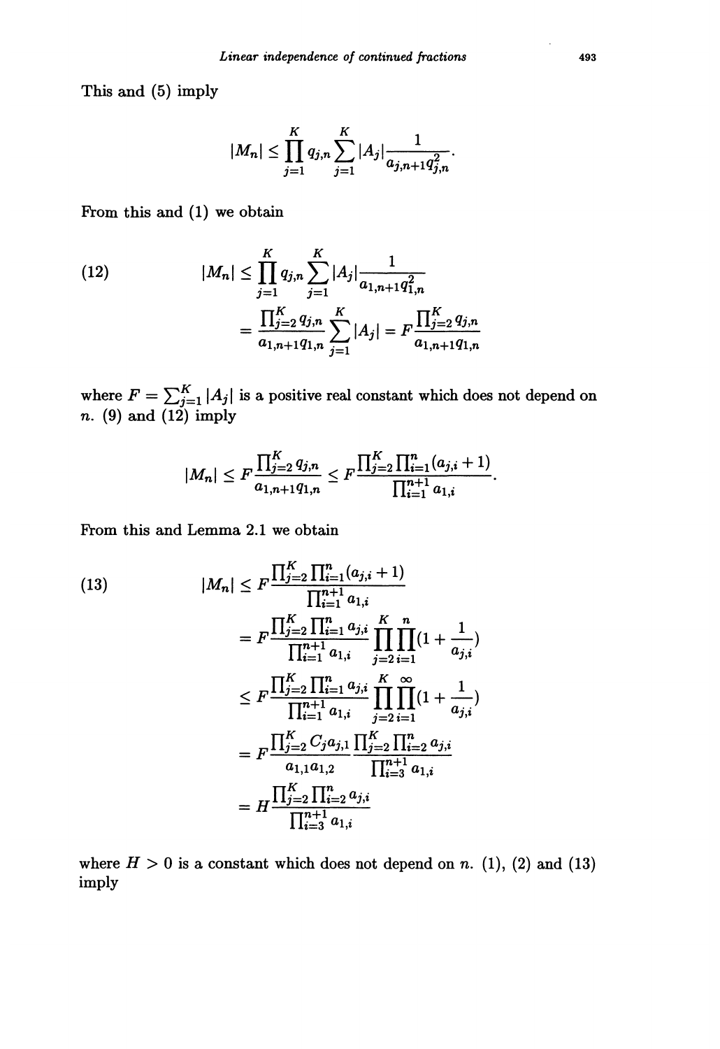This and (5) imply

$$|M_n| \leq \prod_{j=1}^{K} q_{j,n} \sum_{j=1}^{K} |A_j| \frac{1}{a_{j,n+1} q_{j,n}^2}.$$

From this and (1) we obtain

$$
\begin{aligned}
(12) \qquad |M_n| &\leq \prod_{j=1}^{K} q_{j,n} \sum_{j=1}^{K} |A_j| \frac{1}{a_{1,n+1} q_{1,n}^2} \\
&= \frac{\prod_{j=2}^{K} q_{j,n}}{a_{1,n+1} q_{1,n}} \sum_{j=1}^{K} |A_j| = F \frac{\prod_{j=2}^{K} q_{j,n}}{a_{1,n+1} q_{1,n}}
\end{aligned}
$$

where $F = \sum_{j=1}^{K} |A_j|$ is a positive real constant which does not depend on $n$. (9) and (12) imply

$$|M_n| \leq F \frac{\prod_{j=2}^{K} q_{j,n}}{a_{1,n+1} q_{1,n}} \leq F \frac{\prod_{j=2}^{K} \prod_{i=1}^{n} (a_{j,i} + 1)}{\prod_{i=1}^{n+1} a_{1,i}}.$$

From this and Lemma 2.1 we obtain

$$
\begin{aligned}
(13) \qquad |M_n| &\leq F \frac{\prod_{j=2}^{K} \prod_{i=1}^{n} (a_{j,i} + 1)}{\prod_{i=1}^{n+1} a_{1,i}} \\
&= F \frac{\prod_{j=2}^{K} \prod_{i=1}^{n} a_{j,i}}{\prod_{i=1}^{n+1} a_{1,i}} \prod_{j=2}^{K} \prod_{i=1}^{n} \left(1 + \frac{1}{a_{j,i}}\right) \\
&\leq F \frac{\prod_{j=2}^{K} \prod_{i=1}^{n} a_{j,i}}{\prod_{i=1}^{n+1} a_{1,i}} \prod_{j=2}^{K} \prod_{i=1}^{\infty} \left(1 + \frac{1}{a_{j,i}}\right) \\
&= F \frac{\prod_{j=2}^{K} C_j a_{j,1}}{a_{1,1} a_{1,2}} \frac{\prod_{j=2}^{K} \prod_{i=2}^{n} a_{j,i}}{\prod_{i=3}^{n+1} a_{1,i}} \\
&= H \frac{\prod_{j=2}^{K} \prod_{i=2}^{n} a_{j,i}}{\prod_{i=3}^{n+1} a_{1,i}}
\end{aligned}
$$

where $H > 0$ is a constant which does not depend on $n$. (1), (2) and (13) imply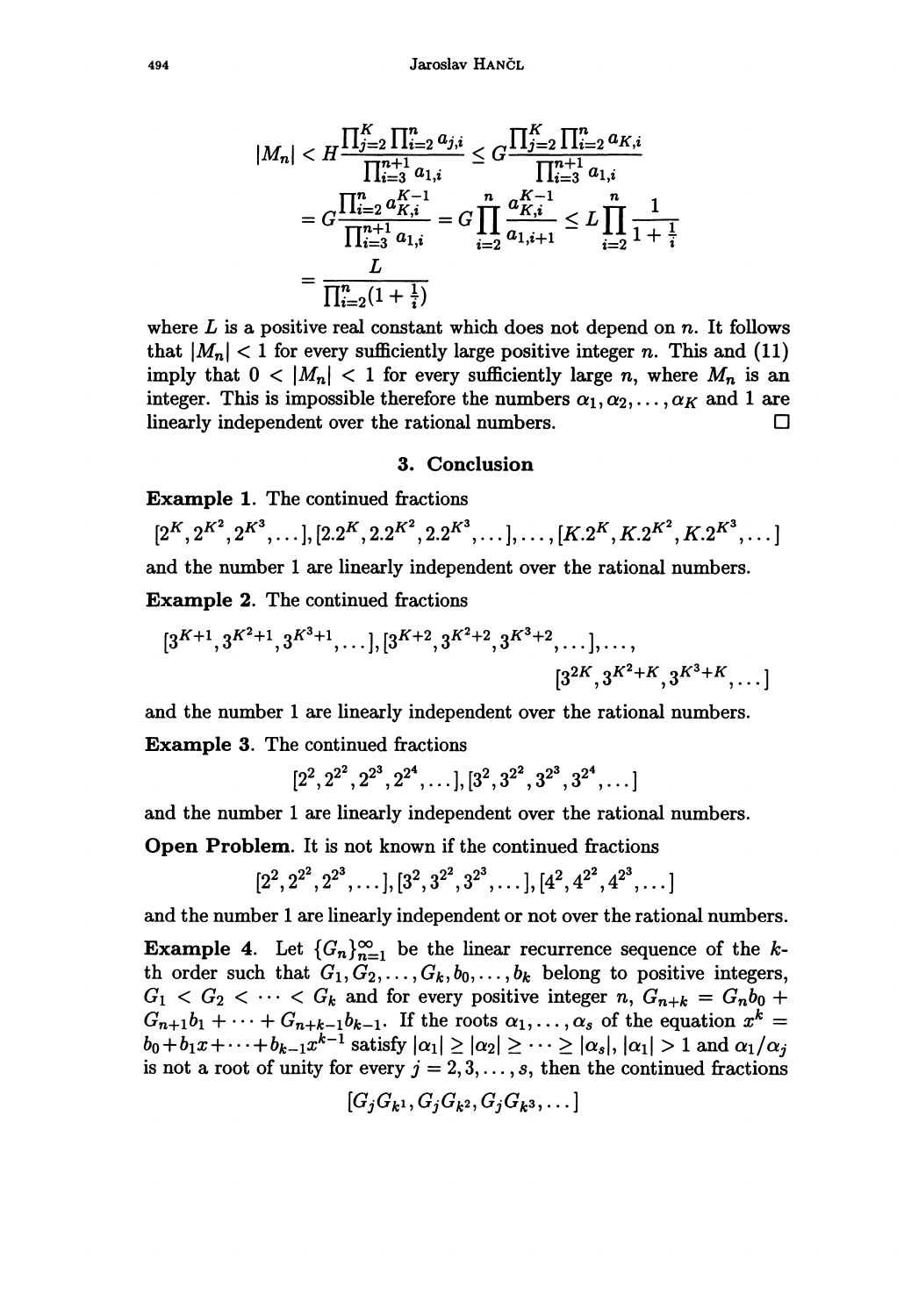$$|M_n| < H\frac{\prod_{j=2}^{K}\prod_{i=2}^{n} a_{j,i}}{\prod_{i=3}^{n+1} a_{1,i}} \leq G\frac{\prod_{j=2}^{K}\prod_{i=2}^{n} a_{K,i}}{\prod_{i=3}^{n+1} a_{1,i}}$$

$$= G\frac{\prod_{i=2}^{n} a_{K,i}^{K-1}}{\prod_{i=3}^{n+1} a_{1,i}} = G\prod_{i=2}^{n}\frac{a_{K,i}^{K-1}}{a_{1,i+1}} \leq L\prod_{i=2}^{n}\frac{1}{1+\frac{1}{i}}$$

$$= \frac{L}{\prod_{i=2}^{n}(1+\frac{1}{i})}$$

where $L$ is a positive real constant which does not depend on $n$. It follows that $|M_n| < 1$ for every sufficiently large positive integer $n$. This and (11) imply that $0 < |M_n| < 1$ for every sufficiently large $n$, where $M_n$ is an integer. This is impossible therefore the numbers $\alpha_1, \alpha_2, \dots, \alpha_K$ and 1 are linearly independent over the rational numbers. □

## 3. Conclusion

**Example 1.** The continued fractions

$$[2^K, 2^{K^2}, 2^{K^3}, \dots], [2.2^K, 2.2^{K^2}, 2.2^{K^3}, \dots], \dots, [K.2^K, K.2^{K^2}, K.2^{K^3}, \dots]$$

and the number 1 are linearly independent over the rational numbers.

**Example 2.** The continued fractions

$$[3^{K+1}, 3^{K^2+1}, 3^{K^3+1}, \dots], [3^{K+2}, 3^{K^2+2}, 3^{K^3+2}, \dots], \dots, [3^{2K}, 3^{K^2+K}, 3^{K^3+K}, \dots]$$

and the number 1 are linearly independent over the rational numbers.

**Example 3.** The continued fractions

$$[2^2, 2^{2^2}, 2^{2^3}, 2^{2^4}, \dots], [3^2, 3^{2^2}, 3^{2^3}, 3^{2^4}, \dots]$$

and the number 1 are linearly independent over the rational numbers.

**Open Problem.** It is not known if the continued fractions

$$[2^2, 2^{2^2}, 2^{2^3}, \dots], [3^2, 3^{2^2}, 3^{2^3}, \dots], [4^2, 4^{2^2}, 4^{2^3}, \dots]$$

and the number 1 are linearly independent or not over the rational numbers.

**Example 4.** Let $\{G_n\}_{n=1}^{\infty}$ be the linear recurrence sequence of the $k$-th order such that $G_1, G_2, \dots, G_k, b_0, \dots, b_k$ belong to positive integers, $G_1 < G_2 < \dots < G_k$ and for every positive integer $n$, $G_{n+k} = G_n b_0 + G_{n+1}b_1 + \dots + G_{n+k-1}b_{k-1}$. If the roots $\alpha_1, \dots, \alpha_s$ of the equation $x^k = b_0 + b_1 x + \dots + b_{k-1}x^{k-1}$ satisfy $|\alpha_1| \geq |\alpha_2| \geq \dots \geq |\alpha_s|$, $|\alpha_1| > 1$ and $\alpha_1/\alpha_j$ is not a root of unity for every $j = 2, 3, \dots, s$, then the continued fractions

$$[G_j G_{k^1}, G_j G_{k^2}, G_j G_{k^3}, \dots]$$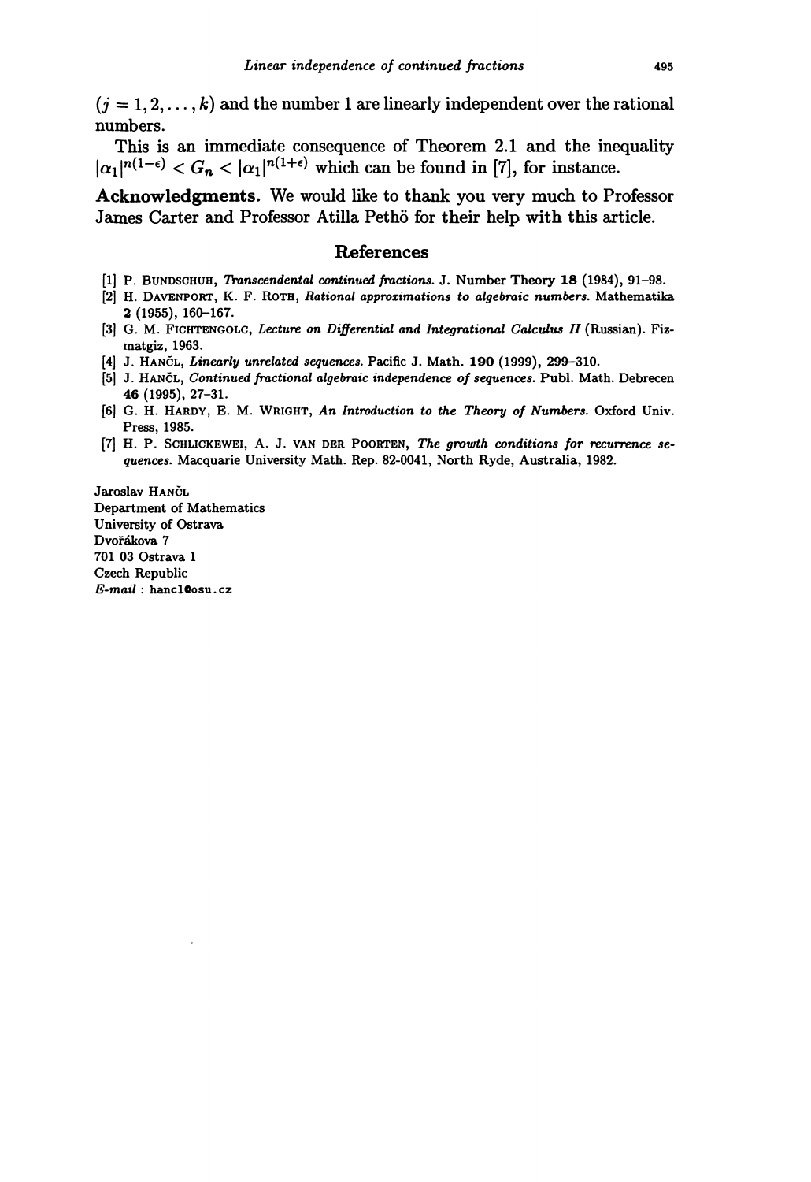$(j = 1, 2, \ldots, k)$ and the number 1 are linearly independent over the rational numbers.

This is an immediate consequence of Theorem 2.1 and the inequality $|\alpha_1|^{n(1-\epsilon)} < G_n < |\alpha_1|^{n(1+\epsilon)}$ which can be found in [7], for instance.

**Acknowledgments.** We would like to thank you very much to Professor James Carter and Professor Atilla Pethö for their help with this article.

## References

[1] P. Bundschuh, *Transcendental continued fractions.* J. Number Theory **18** (1984), 91–98.

[2] H. Davenport, K. F. Roth, *Rational approximations to algebraic numbers.* Mathematika **2** (1955), 160–167.

[3] G. M. Fichtengolc, *Lecture on Differential and Integrational Calculus II* (Russian). Fizmatgiz, 1963.

[4] J. Hančl, *Linearly unrelated sequences.* Pacific J. Math. **190** (1999), 299–310.

[5] J. Hančl, *Continued fractional algebraic independence of sequences.* Publ. Math. Debrecen **46** (1995), 27–31.

[6] G. H. Hardy, E. M. Wright, *An Introduction to the Theory of Numbers.* Oxford Univ. Press, 1985.

[7] H. P. Schlickewei, A. J. van der Poorten, *The growth conditions for recurrence sequences.* Macquarie University Math. Rep. 82-0041, North Ryde, Australia, 1982.

Jaroslav Hančl
Department of Mathematics
University of Ostrava
Dvořákova 7
701 03 Ostrava 1
Czech Republic
*E-mail* : hancl@osu.cz